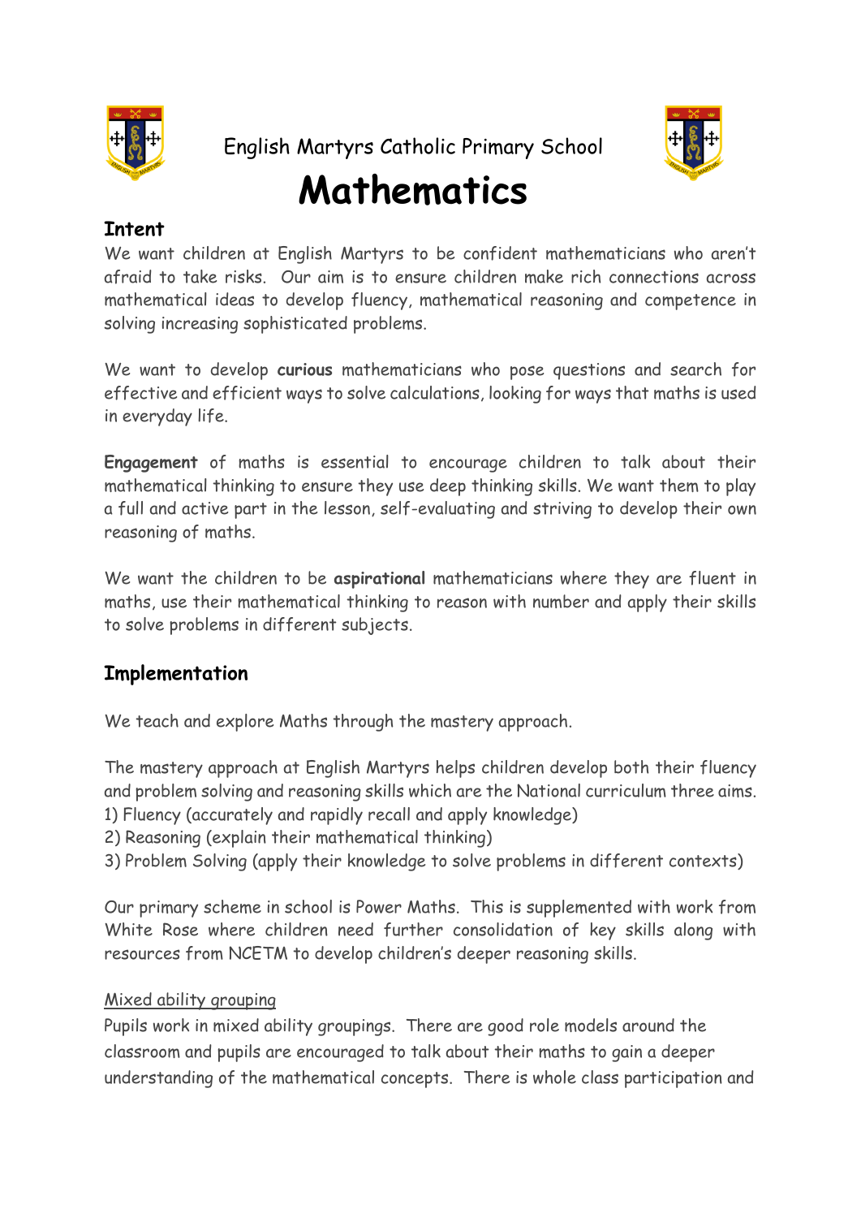English Martyrs Catholic Primary School

# Mathematics

## Intent

We want children at English Martyrs to be confident mathematicians who aren't afraid to take risks. Our aim is to ensure children make rich connections across mathematical ideas to develop fluency, mathematical reasoning and competence in solving increasing sophisticated problems.

We want to develop **curious** mathematicians who pose questions and search for effective and efficient ways to solve calculations, looking for ways that maths is used in everyday life.

**Engagement** of maths is essential to encourage children to talk about their mathematical thinking to ensure they use deep thinking skills. We want them to play a full and active part in the lesson, self-evaluating and striving to develop their own reasoning of maths.

We want the children to be **aspirational** mathematicians where they are fluent in maths, use their mathematical thinking to reason with number and apply their skills to solve problems in different subjects.

## Implementation

We teach and explore Maths through the mastery approach.

The mastery approach at English Martyrs helps children develop both their fluency and problem solving and reasoning skills which are the National curriculum three aims.

1) Fluency (accurately and rapidly recall and apply knowledge)
2) Reasoning (explain their mathematical thinking)
3) Problem Solving (apply their knowledge to solve problems in different contexts)

Our primary scheme in school is Power Maths. This is supplemented with work from White Rose where children need further consolidation of key skills along with resources from NCETM to develop children's deeper reasoning skills.

Mixed ability grouping

Pupils work in mixed ability groupings. There are good role models around the classroom and pupils are encouraged to talk about their maths to gain a deeper understanding of the mathematical concepts. There is whole class participation and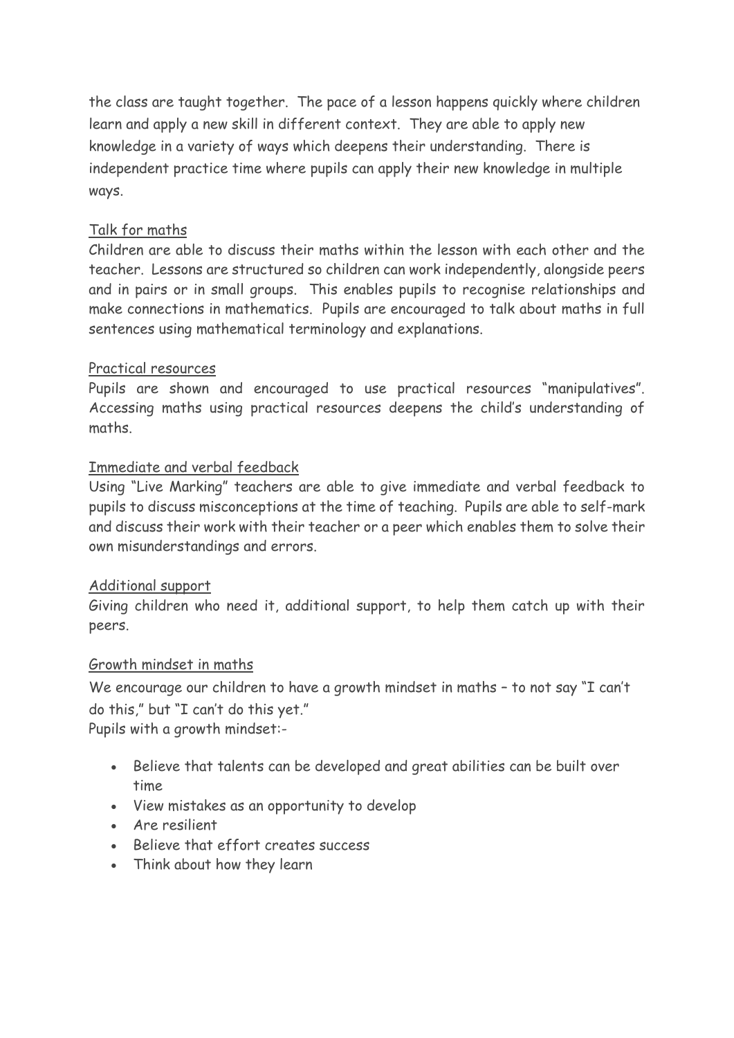the class are taught together. The pace of a lesson happens quickly where children learn and apply a new skill in different context. They are able to apply new knowledge in a variety of ways which deepens their understanding. There is independent practice time where pupils can apply their new knowledge in multiple ways.

<u>Talk for maths</u>

Children are able to discuss their maths within the lesson with each other and the teacher. Lessons are structured so children can work independently, alongside peers and in pairs or in small groups. This enables pupils to recognise relationships and make connections in mathematics. Pupils are encouraged to talk about maths in full sentences using mathematical terminology and explanations.

<u>Practical resources</u>

Pupils are shown and encouraged to use practical resources "manipulatives". Accessing maths using practical resources deepens the child's understanding of maths.

<u>Immediate and verbal feedback</u>

Using "Live Marking" teachers are able to give immediate and verbal feedback to pupils to discuss misconceptions at the time of teaching. Pupils are able to self-mark and discuss their work with their teacher or a peer which enables them to solve their own misunderstandings and errors.

<u>Additional support</u>

Giving children who need it, additional support, to help them catch up with their peers.

<u>Growth mindset in maths</u>

We encourage our children to have a growth mindset in maths – to not say "I can't do this," but "I can't do this yet."

Pupils with a growth mindset:-

- Believe that talents can be developed and great abilities can be built over time
- View mistakes as an opportunity to develop
- Are resilient
- Believe that effort creates success
- Think about how they learn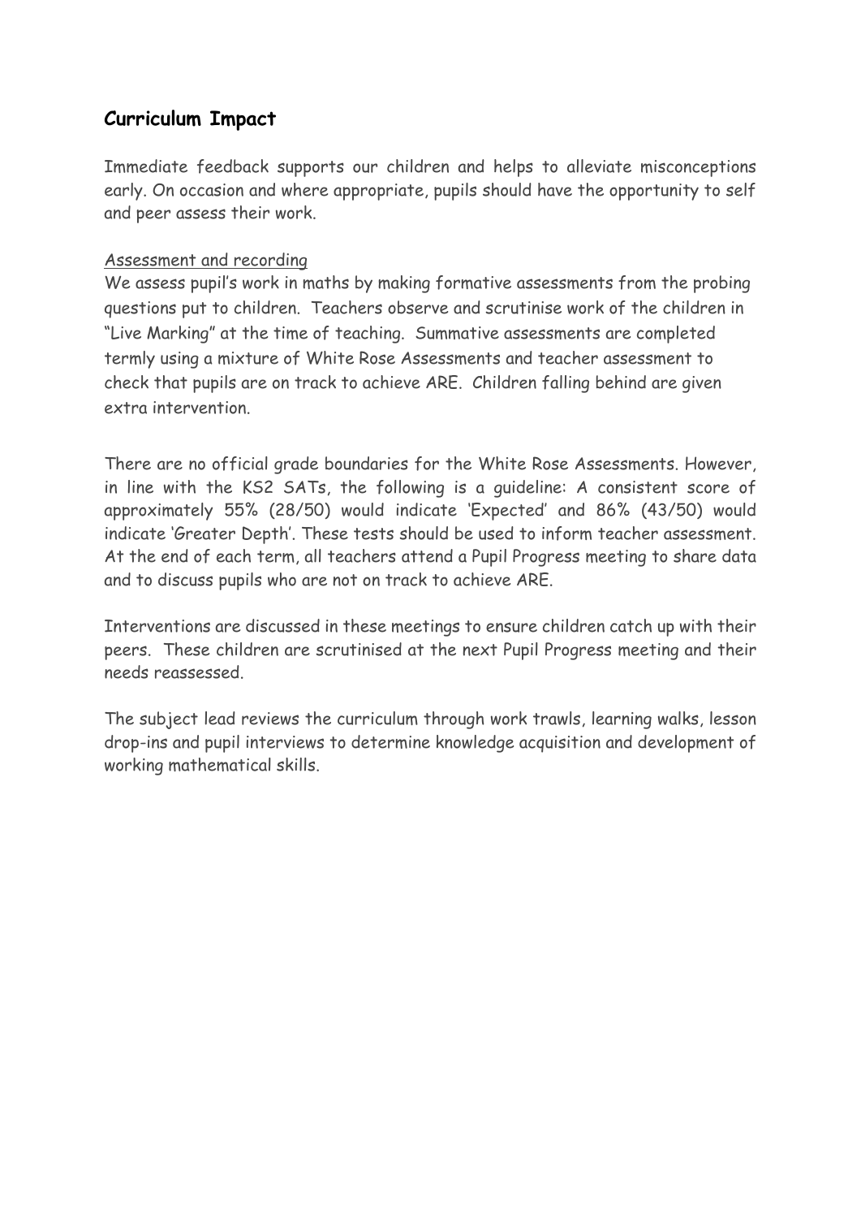## Curriculum Impact

Immediate feedback supports our children and helps to alleviate misconceptions early. On occasion and where appropriate, pupils should have the opportunity to self and peer assess their work.

Assessment and recording

We assess pupil's work in maths by making formative assessments from the probing questions put to children. Teachers observe and scrutinise work of the children in "Live Marking" at the time of teaching. Summative assessments are completed termly using a mixture of White Rose Assessments and teacher assessment to check that pupils are on track to achieve ARE. Children falling behind are given extra intervention.

There are no official grade boundaries for the White Rose Assessments. However, in line with the KS2 SATs, the following is a guideline: A consistent score of approximately 55% (28/50) would indicate 'Expected' and 86% (43/50) would indicate 'Greater Depth'. These tests should be used to inform teacher assessment. At the end of each term, all teachers attend a Pupil Progress meeting to share data and to discuss pupils who are not on track to achieve ARE.

Interventions are discussed in these meetings to ensure children catch up with their peers. These children are scrutinised at the next Pupil Progress meeting and their needs reassessed.

The subject lead reviews the curriculum through work trawls, learning walks, lesson drop-ins and pupil interviews to determine knowledge acquisition and development of working mathematical skills.